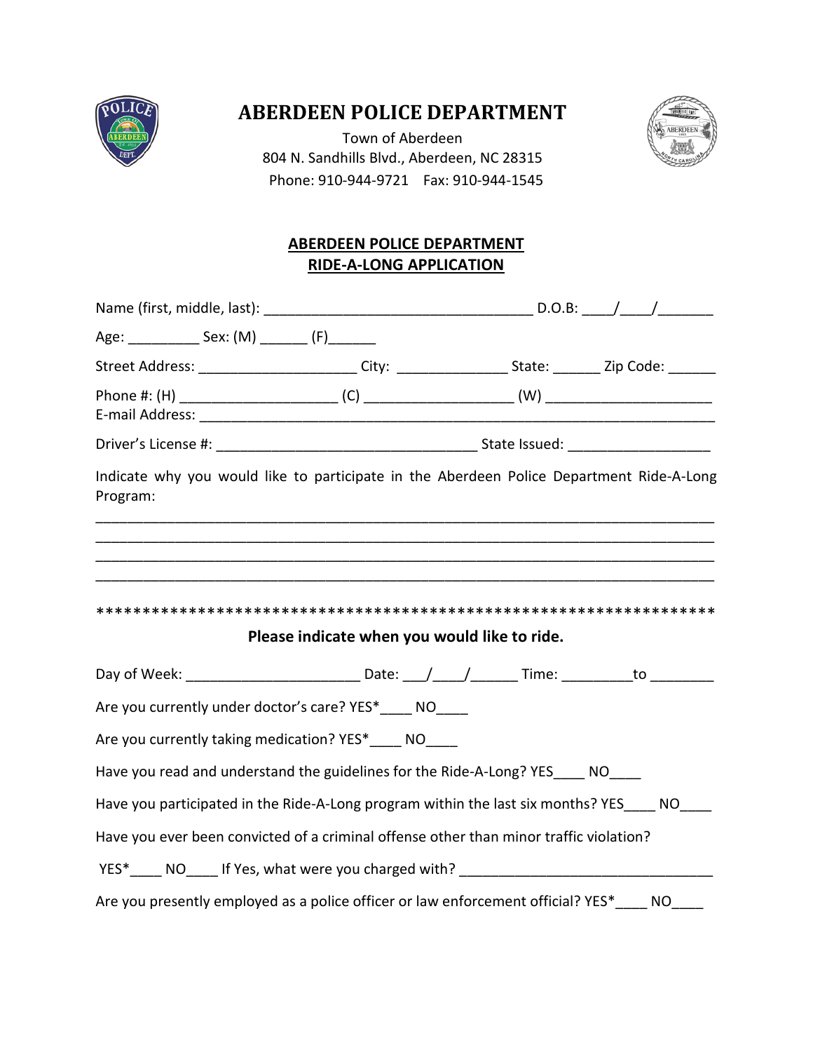# ABERDEEN POLICE DEPARTMENT

Town of Aberdeen
804 N. Sandhills Blvd., Aberdeen, NC 28315
Phone: 910-944-9721    Fax: 910-944-1545

## ABERDEEN POLICE DEPARTMENT
## RIDE-A-LONG APPLICATION

Name (first, middle, last): ___________________________________ D.O.B: ____/____/_______

Age: _________ Sex: (M) ______ (F)______

Street Address: ____________________ City: ______________ State: ______ Zip Code: ______

Phone #: (H) ____________________ (C) ___________________ (W) _____________________
E-mail Address: ____________________________________________________________________

Driver's License #: _________________________________ State Issued: __________________

Indicate why you would like to participate in the Aberdeen Police Department Ride-A-Long Program:

_____________________________________________________________________________
_____________________________________________________________________________
_____________________________________________________________________________
_____________________________________________________________________________

*******************************************************************

**Please indicate when you would like to ride.**

Day of Week: ______________________ Date: ___/____/______ Time: _________to ________

Are you currently under doctor's care? YES*____ NO____

Are you currently taking medication? YES*____ NO____

Have you read and understand the guidelines for the Ride-A-Long? YES____ NO____

Have you participated in the Ride-A-Long program within the last six months? YES____ NO____

Have you ever been convicted of a criminal offense other than minor traffic violation?

YES*____ NO____ If Yes, what were you charged with? ________________________________

Are you presently employed as a police officer or law enforcement official? YES*____ NO____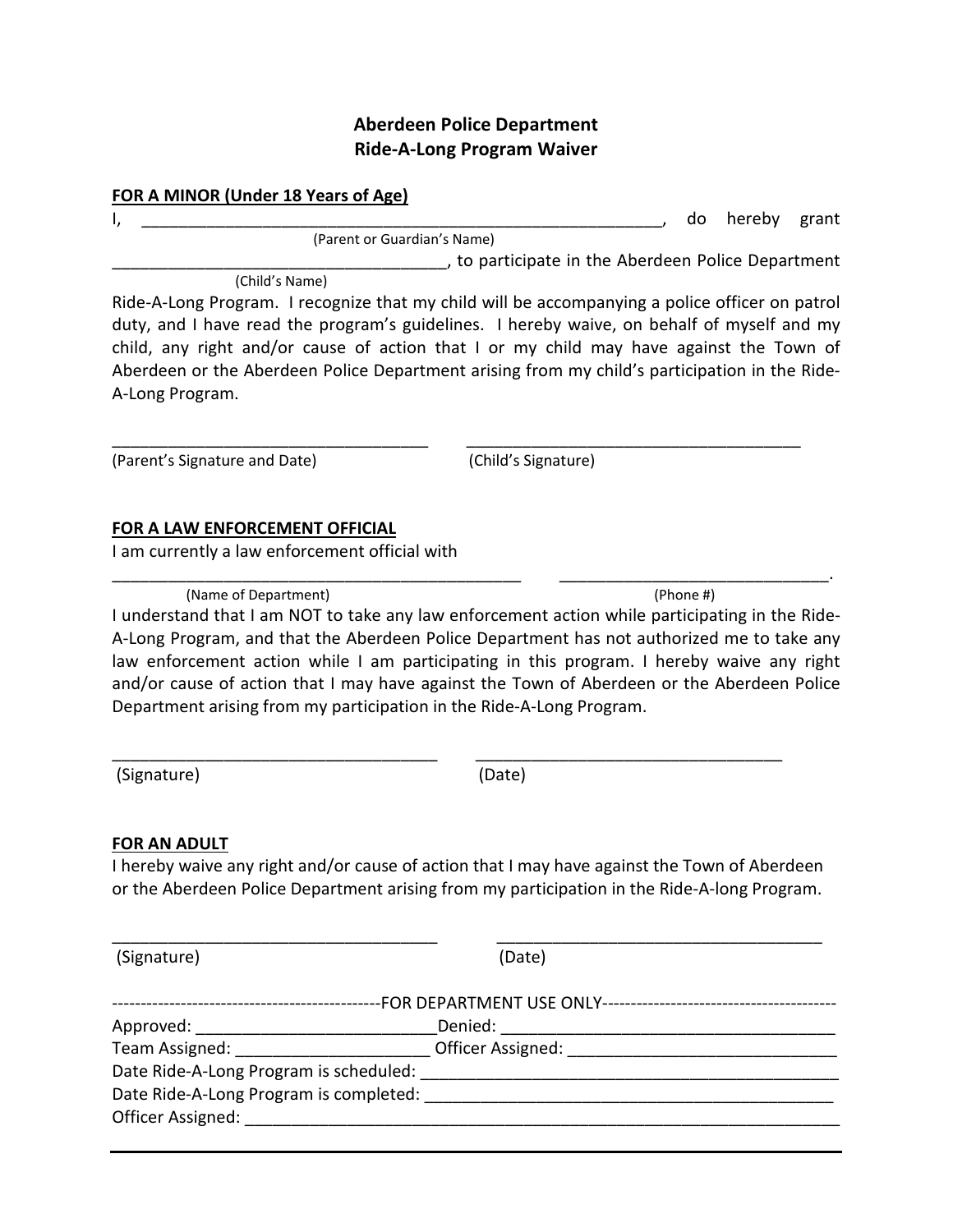# Aberdeen Police Department
# Ride-A-Long Program Waiver

**FOR A MINOR (Under 18 Years of Age)**

I, ___________________________________________________________, do hereby grant
(Parent or Guardian's Name)

___________________________________, to participate in the Aberdeen Police Department
(Child's Name)

Ride-A-Long Program. I recognize that my child will be accompanying a police officer on patrol duty, and I have read the program's guidelines. I hereby waive, on behalf of myself and my child, any right and/or cause of action that I or my child may have against the Town of Aberdeen or the Aberdeen Police Department arising from my child's participation in the Ride-A-Long Program.

___________________________________ ______________________________________
(Parent's Signature and Date) (Child's Signature)

**FOR A LAW ENFORCEMENT OFFICIAL**

I am currently a law enforcement official with

_______________________________________________ ______________________________.
(Name of Department) (Phone #)

I understand that I am NOT to take any law enforcement action while participating in the Ride-A-Long Program, and that the Aberdeen Police Department has not authorized me to take any law enforcement action while I am participating in this program. I hereby waive any right and/or cause of action that I may have against the Town of Aberdeen or the Aberdeen Police Department arising from my participation in the Ride-A-Long Program.

_____________________________________ __________________________________
(Signature) (Date)

**FOR AN ADULT**

I hereby waive any right and/or cause of action that I may have against the Town of Aberdeen or the Aberdeen Police Department arising from my participation in the Ride-A-long Program.

_____________________________________ ____________________________________
(Signature) (Date)

----------------------------------------------FOR DEPARTMENT USE ONLY----------------------------------------

Approved: __________________________ Denied: _____________________________________

Team Assigned: _____________________ Officer Assigned: ______________________________

Date Ride-A-Long Program is scheduled: ______________________________________________

Date Ride-A-Long Program is completed: _____________________________________________

Officer Assigned: __________________________________________________________________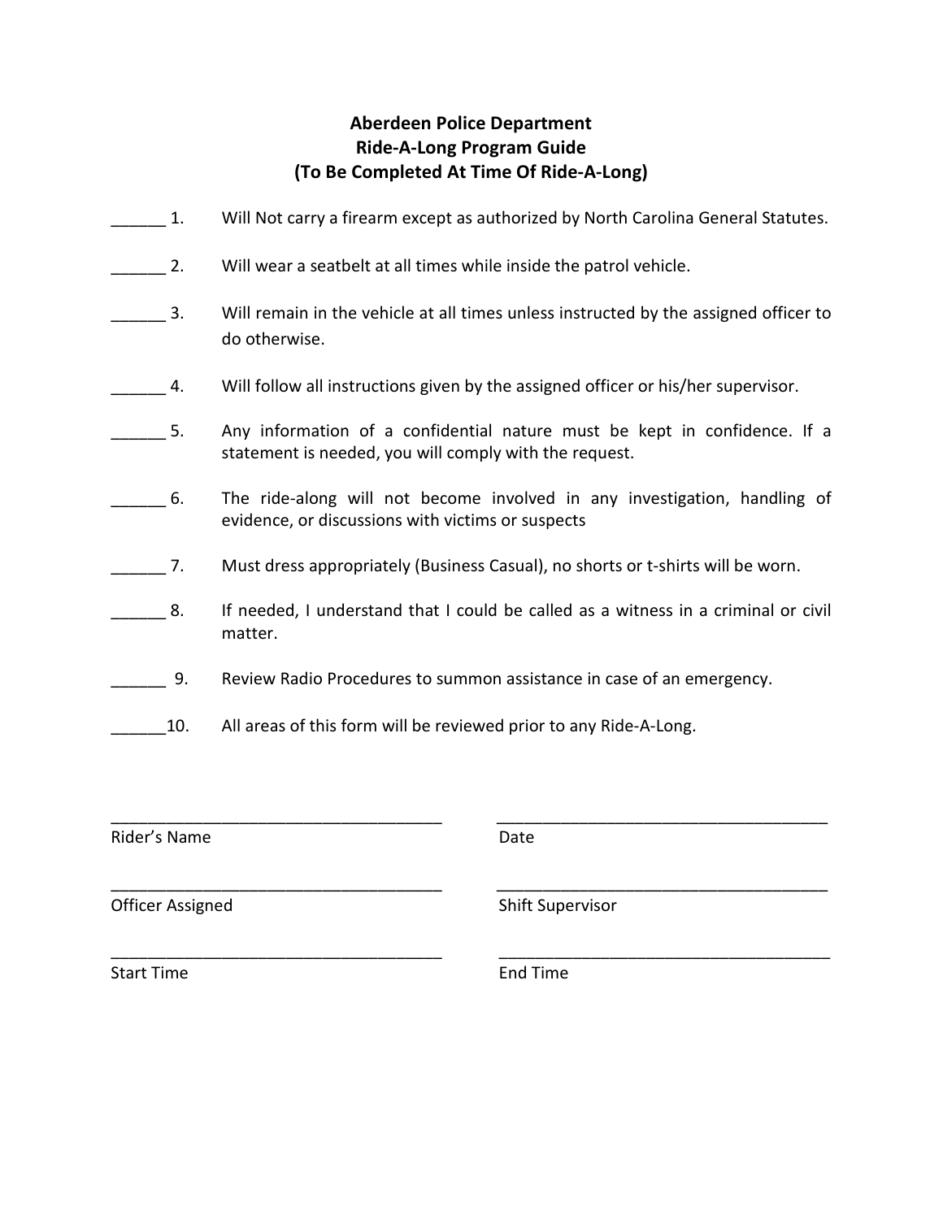**Aberdeen Police Department**
**Ride-A-Long Program Guide**
**(To Be Completed At Time Of Ride-A-Long)**

______ 1. Will Not carry a firearm except as authorized by North Carolina General Statutes.

______ 2. Will wear a seatbelt at all times while inside the patrol vehicle.

______ 3. Will remain in the vehicle at all times unless instructed by the assigned officer to do otherwise.

______ 4. Will follow all instructions given by the assigned officer or his/her supervisor.

______ 5. Any information of a confidential nature must be kept in confidence. If a statement is needed, you will comply with the request.

______ 6. The ride-along will not become involved in any investigation, handling of evidence, or discussions with victims or suspects

______ 7. Must dress appropriately (Business Casual), no shorts or t-shirts will be worn.

______ 8. If needed, I understand that I could be called as a witness in a criminal or civil matter.

______ 9. Review Radio Procedures to summon assistance in case of an emergency.

______10. All areas of this form will be reviewed prior to any Ride-A-Long.

_____________________________________ Rider's Name

_____________________________________ Date

_____________________________________ Officer Assigned

_____________________________________ Shift Supervisor

_____________________________________ Start Time

_____________________________________ End Time